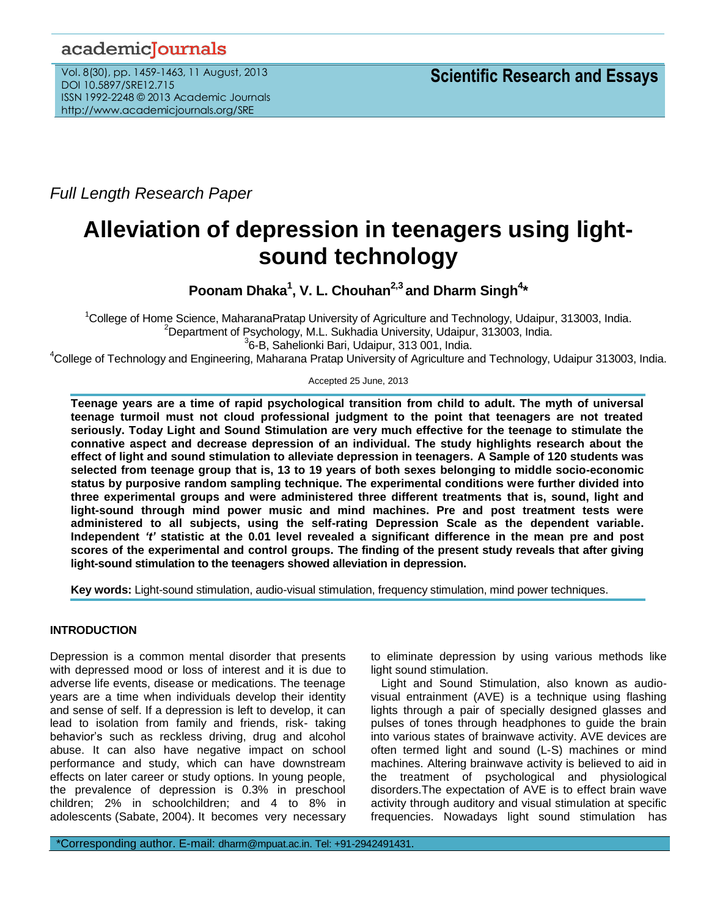Full Length Research Paper

# Alleviation of depression in teenagers using light-sound technology

**Poonam Dhaka[1], V. L. Chouhan[2,3] and Dharm Singh[4]***

[1]College of Home Science, MaharanaPratap University of Agriculture and Technology, Udaipur, 313003, India.
[2]Department of Psychology, M.L. Sukhadia University, Udaipur, 313003, India.
[3]6-B, Sahelionki Bari, Udaipur, 313 001, India.
[4]College of Technology and Engineering, Maharana Pratap University of Agriculture and Technology, Udaipur 313003, India.

Accepted 25 June, 2013

**Teenage years are a time of rapid psychological transition from child to adult. The myth of universal teenage turmoil must not cloud professional judgment to the point that teenagers are not treated seriously. Today Light and Sound Stimulation are very much effective for the teenage to stimulate the connative aspect and decrease depression of an individual. The study highlights research about the effect of light and sound stimulation to alleviate depression in teenagers. A Sample of 120 students was selected from teenage group that is, 13 to 19 years of both sexes belonging to middle socio-economic status by purposive random sampling technique. The experimental conditions were further divided into three experimental groups and were administered three different treatments that is, sound, light and light-sound through mind power music and mind machines. Pre and post treatment tests were administered to all subjects, using the self-rating Depression Scale as the dependent variable. Independent *'t'* statistic at the 0.01 level revealed a significant difference in the mean pre and post scores of the experimental and control groups. The finding of the present study reveals that after giving light-sound stimulation to the teenagers showed alleviation in depression.**

**Key words:** Light-sound stimulation, audio-visual stimulation, frequency stimulation, mind power techniques.

## INTRODUCTION

Depression is a common mental disorder that presents with depressed mood or loss of interest and it is due to adverse life events, disease or medications. The teenage years are a time when individuals develop their identity and sense of self. If a depression is left to develop, it can lead to isolation from family and friends, risk- taking behavior's such as reckless driving, drug and alcohol abuse. It can also have negative impact on school performance and study, which can have downstream effects on later career or study options. In young people, the prevalence of depression is 0.3% in preschool children; 2% in schoolchildren; and 4 to 8% in adolescents (Sabate, 2004). It becomes very necessary to eliminate depression by using various methods like light sound stimulation.

Light and Sound Stimulation, also known as audio-visual entrainment (AVE) is a technique using flashing lights through a pair of specially designed glasses and pulses of tones through headphones to guide the brain into various states of brainwave activity. AVE devices are often termed light and sound (L-S) machines or mind machines. Altering brainwave activity is believed to aid in the treatment of psychological and physiological disorders.The expectation of AVE is to effect brain wave activity through auditory and visual stimulation at specific frequencies. Nowadays light sound stimulation has

*Corresponding author. E-mail: dharm@mpuat.ac.in. Tel: +91-2942491431.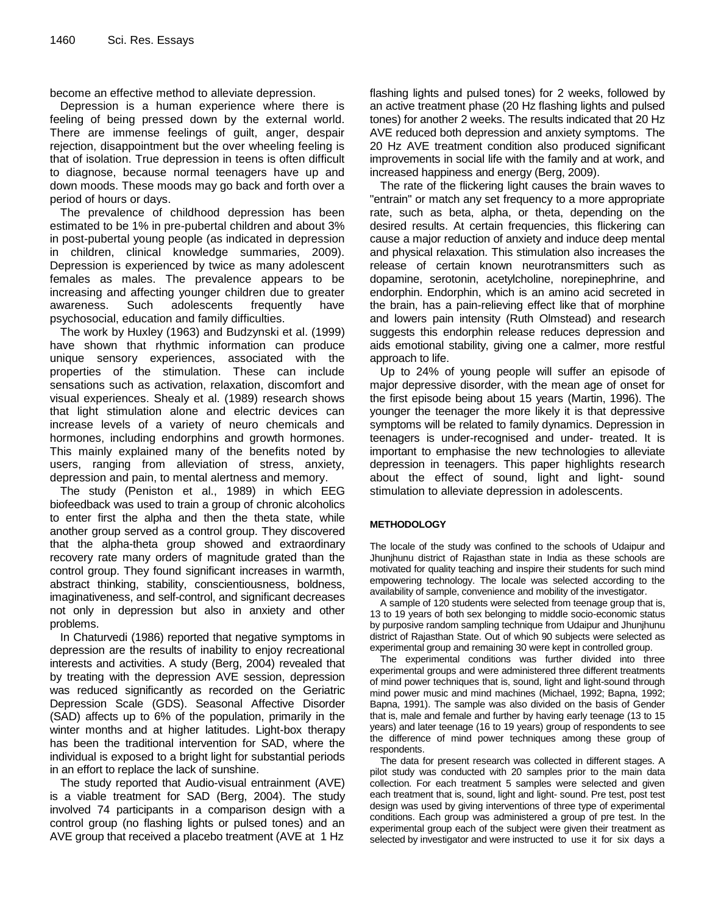become an effective method to alleviate depression.

Depression is a human experience where there is feeling of being pressed down by the external world. There are immense feelings of guilt, anger, despair rejection, disappointment but the over wheeling feeling is that of isolation. True depression in teens is often difficult to diagnose, because normal teenagers have up and down moods. These moods may go back and forth over a period of hours or days.

The prevalence of childhood depression has been estimated to be 1% in pre-pubertal children and about 3% in post-pubertal young people (as indicated in depression in children, clinical knowledge summaries, 2009). Depression is experienced by twice as many adolescent females as males. The prevalence appears to be increasing and affecting younger children due to greater awareness. Such adolescents frequently have psychosocial, education and family difficulties.

The work by Huxley (1963) and Budzynski et al. (1999) have shown that rhythmic information can produce unique sensory experiences, associated with the properties of the stimulation. These can include sensations such as activation, relaxation, discomfort and visual experiences. Shealy et al. (1989) research shows that light stimulation alone and electric devices can increase levels of a variety of neuro chemicals and hormones, including endorphins and growth hormones. This mainly explained many of the benefits noted by users, ranging from alleviation of stress, anxiety, depression and pain, to mental alertness and memory.

The study (Peniston et al., 1989) in which EEG biofeedback was used to train a group of chronic alcoholics to enter first the alpha and then the theta state, while another group served as a control group. They discovered that the alpha-theta group showed and extraordinary recovery rate many orders of magnitude grated than the control group. They found significant increases in warmth, abstract thinking, stability, conscientiousness, boldness, imaginativeness, and self-control, and significant decreases not only in depression but also in anxiety and other problems.

In Chaturvedi (1986) reported that negative symptoms in depression are the results of inability to enjoy recreational interests and activities. A study (Berg, 2004) revealed that by treating with the depression AVE session, depression was reduced significantly as recorded on the Geriatric Depression Scale (GDS). Seasonal Affective Disorder (SAD) affects up to 6% of the population, primarily in the winter months and at higher latitudes. Light-box therapy has been the traditional intervention for SAD, where the individual is exposed to a bright light for substantial periods in an effort to replace the lack of sunshine.

The study reported that Audio-visual entrainment (AVE) is a viable treatment for SAD (Berg, 2004). The study involved 74 participants in a comparison design with a control group (no flashing lights or pulsed tones) and an AVE group that received a placebo treatment (AVE at 1 Hz flashing lights and pulsed tones) for 2 weeks, followed by an active treatment phase (20 Hz flashing lights and pulsed tones) for another 2 weeks. The results indicated that 20 Hz AVE reduced both depression and anxiety symptoms. The 20 Hz AVE treatment condition also produced significant improvements in social life with the family and at work, and increased happiness and energy (Berg, 2009).

The rate of the flickering light causes the brain waves to "entrain" or match any set frequency to a more appropriate rate, such as beta, alpha, or theta, depending on the desired results. At certain frequencies, this flickering can cause a major reduction of anxiety and induce deep mental and physical relaxation. This stimulation also increases the release of certain known neurotransmitters such as dopamine, serotonin, acetylcholine, norepinephrine, and endorphin. Endorphin, which is an amino acid secreted in the brain, has a pain-relieving effect like that of morphine and lowers pain intensity (Ruth Olmstead) and research suggests this endorphin release reduces depression and aids emotional stability, giving one a calmer, more restful approach to life.

Up to 24% of young people will suffer an episode of major depressive disorder, with the mean age of onset for the first episode being about 15 years (Martin, 1996). The younger the teenager the more likely it is that depressive symptoms will be related to family dynamics. Depression in teenagers is under-recognised and under- treated. It is important to emphasise the new technologies to alleviate depression in teenagers. This paper highlights research about the effect of sound, light and light- sound stimulation to alleviate depression in adolescents.

## METHODOLOGY

The locale of the study was confined to the schools of Udaipur and Jhunjhunu district of Rajasthan state in India as these schools are motivated for quality teaching and inspire their students for such mind empowering technology. The locale was selected according to the availability of sample, convenience and mobility of the investigator.

A sample of 120 students were selected from teenage group that is, 13 to 19 years of both sex belonging to middle socio-economic status by purposive random sampling technique from Udaipur and Jhunjhunu district of Rajasthan State. Out of which 90 subjects were selected as experimental group and remaining 30 were kept in controlled group.

The experimental conditions was further divided into three experimental groups and were administered three different treatments of mind power techniques that is, sound, light and light-sound through mind power music and mind machines (Michael, 1992; Bapna, 1992; Bapna, 1991). The sample was also divided on the basis of Gender that is, male and female and further by having early teenage (13 to 15 years) and later teenage (16 to 19 years) group of respondents to see the difference of mind power techniques among these group of respondents.

The data for present research was collected in different stages. A pilot study was conducted with 20 samples prior to the main data collection. For each treatment 5 samples were selected and given each treatment that is, sound, light and light- sound. Pre test, post test design was used by giving interventions of three type of experimental conditions. Each group was administered a group of pre test. In the experimental group each of the subject were given their treatment as selected by investigator and were instructed to use it for six days a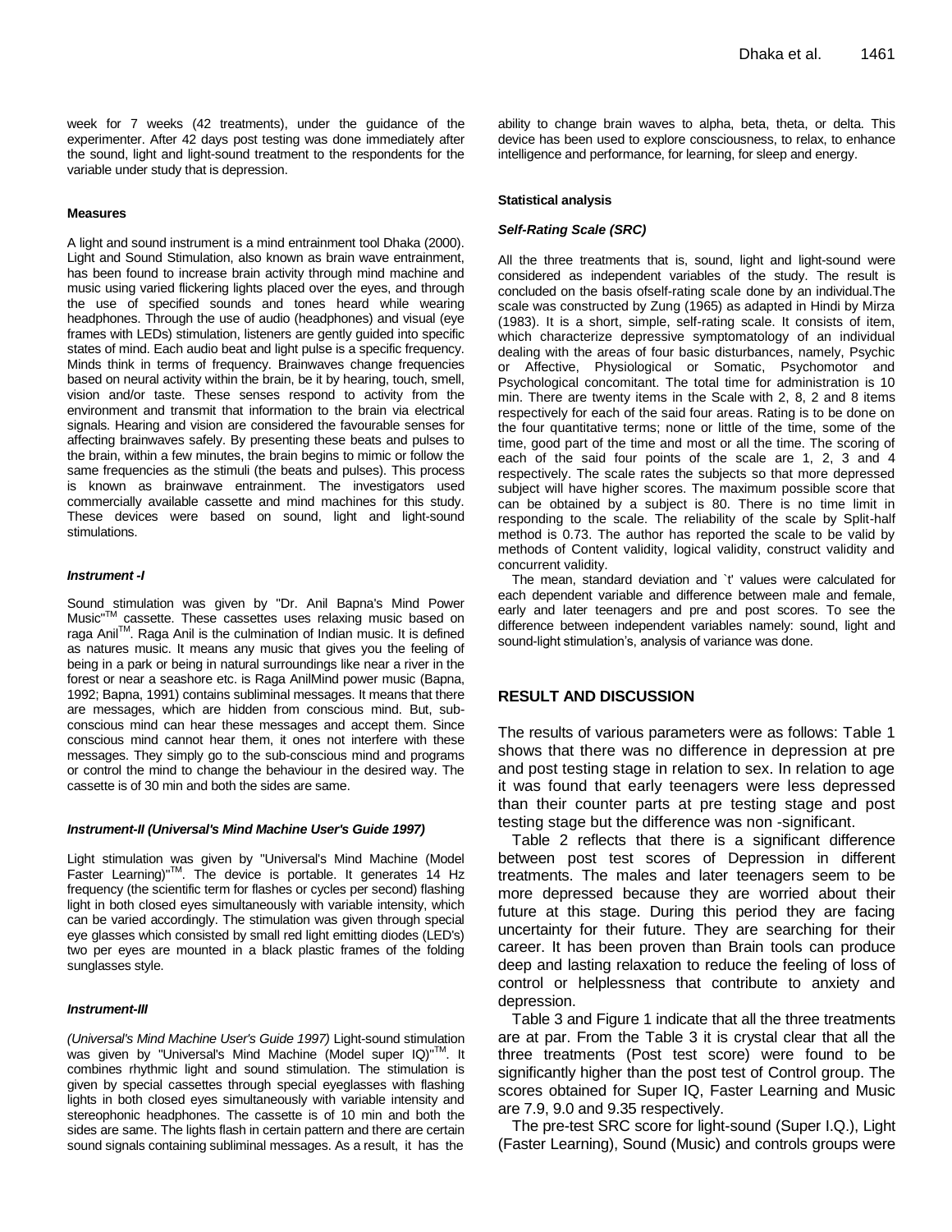week for 7 weeks (42 treatments), under the guidance of the experimenter. After 42 days post testing was done immediately after the sound, light and light-sound treatment to the respondents for the variable under study that is depression.

#### Measures

A light and sound instrument is a mind entrainment tool Dhaka (2000). Light and Sound Stimulation, also known as brain wave entrainment, has been found to increase brain activity through mind machine and music using varied flickering lights placed over the eyes, and through the use of specified sounds and tones heard while wearing headphones. Through the use of audio (headphones) and visual (eye frames with LEDs) stimulation, listeners are gently guided into specific states of mind. Each audio beat and light pulse is a specific frequency. Minds think in terms of frequency. Brainwaves change frequencies based on neural activity within the brain, be it by hearing, touch, smell, vision and/or taste. These senses respond to activity from the environment and transmit that information to the brain via electrical signals. Hearing and vision are considered the favourable senses for affecting brainwaves safely. By presenting these beats and pulses to the brain, within a few minutes, the brain begins to mimic or follow the same frequencies as the stimuli (the beats and pulses). This process is known as brainwave entrainment. The investigators used commercially available cassette and mind machines for this study. These devices were based on sound, light and light-sound stimulations.

#### *Instrument -I*

Sound stimulation was given by "Dr. Anil Bapna's Mind Power Music"TM cassette. These cassettes uses relaxing music based on raga AnilTM. Raga Anil is the culmination of Indian music. It is defined as natures music. It means any music that gives you the feeling of being in a park or being in natural surroundings like near a river in the forest or near a seashore etc. is Raga AnilMind power music (Bapna, 1992; Bapna, 1991) contains subliminal messages. It means that there are messages, which are hidden from conscious mind. But, sub-conscious mind can hear these messages and accept them. Since conscious mind cannot hear them, it ones not interfere with these messages. They simply go to the sub-conscious mind and programs or control the mind to change the behaviour in the desired way. The cassette is of 30 min and both the sides are same.

#### *Instrument-II (Universal's Mind Machine User's Guide 1997)*

Light stimulation was given by "Universal's Mind Machine (Model Faster Learning)"TM. The device is portable. It generates 14 Hz frequency (the scientific term for flashes or cycles per second) flashing light in both closed eyes simultaneously with variable intensity, which can be varied accordingly. The stimulation was given through special eye glasses which consisted by small red light emitting diodes (LED's) two per eyes are mounted in a black plastic frames of the folding sunglasses style.

#### *Instrument-III*

*(Universal's Mind Machine User's Guide 1997)* Light-sound stimulation was given by "Universal's Mind Machine (Model super IQ)"TM. It combines rhythmic light and sound stimulation. The stimulation is given by special cassettes through special eyeglasses with flashing lights in both closed eyes simultaneously with variable intensity and stereophonic headphones. The cassette is of 10 min and both the sides are same. The lights flash in certain pattern and there are certain sound signals containing subliminal messages. As a result, it has the ability to change brain waves to alpha, beta, theta, or delta. This device has been used to explore consciousness, to relax, to enhance intelligence and performance, for learning, for sleep and energy.

#### Statistical analysis

#### *Self-Rating Scale (SRC)*

All the three treatments that is, sound, light and light-sound were considered as independent variables of the study. The result is concluded on the basis ofself-rating scale done by an individual.The scale was constructed by Zung (1965) as adapted in Hindi by Mirza (1983). It is a short, simple, self-rating scale. It consists of item, which characterize depressive symptomatology of an individual dealing with the areas of four basic disturbances, namely, Psychic or Affective, Physiological or Somatic, Psychomotor and Psychological concomitant. The total time for administration is 10 min. There are twenty items in the Scale with 2, 8, 2 and 8 items respectively for each of the said four areas. Rating is to be done on the four quantitative terms; none or little of the time, some of the time, good part of the time and most or all the time. The scoring of each of the said four points of the scale are 1, 2, 3 and 4 respectively. The scale rates the subjects so that more depressed subject will have higher scores. The maximum possible score that can be obtained by a subject is 80. There is no time limit in responding to the scale. The reliability of the scale by Split-half method is 0.73. The author has reported the scale to be valid by methods of Content validity, logical validity, construct validity and concurrent validity.

The mean, standard deviation and `t' values were calculated for each dependent variable and difference between male and female, early and later teenagers and pre and post scores. To see the difference between independent variables namely: sound, light and sound-light stimulation's, analysis of variance was done.

## RESULT AND DISCUSSION

The results of various parameters were as follows: Table 1 shows that there was no difference in depression at pre and post testing stage in relation to sex. In relation to age it was found that early teenagers were less depressed than their counter parts at pre testing stage and post testing stage but the difference was non -significant.

Table 2 reflects that there is a significant difference between post test scores of Depression in different treatments. The males and later teenagers seem to be more depressed because they are worried about their future at this stage. During this period they are facing uncertainty for their future. They are searching for their career. It has been proven than Brain tools can produce deep and lasting relaxation to reduce the feeling of loss of control or helplessness that contribute to anxiety and depression.

Table 3 and Figure 1 indicate that all the three treatments are at par. From the Table 3 it is crystal clear that all the three treatments (Post test score) were found to be significantly higher than the post test of Control group. The scores obtained for Super IQ, Faster Learning and Music are 7.9, 9.0 and 9.35 respectively.

The pre-test SRC score for light-sound (Super I.Q.), Light (Faster Learning), Sound (Music) and controls groups were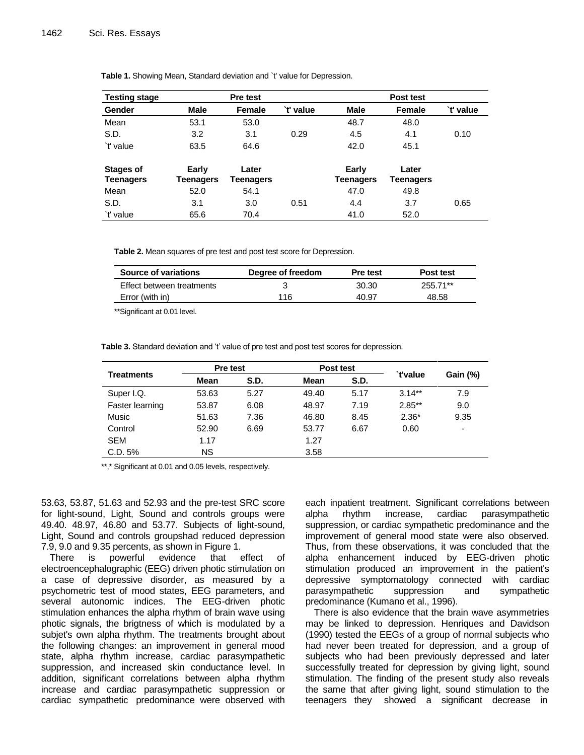**Table 1.** Showing Mean, Standard deviation and `t' value for Depression.

| Testing stage | Pre test | | | Post test | | |
|---|---|---|---|---|---|---|
| Gender | Male | Female | `t' value | Male | Female | `t' value |
| Mean | 53.1 | 53.0 | | 48.7 | 48.0 | |
| S.D. | 3.2 | 3.1 | 0.29 | 4.5 | 4.1 | 0.10 |
| `t' value | 63.5 | 64.6 | | 42.0 | 45.1 | |
| **Stages of Teenagers** | **Early Teenagers** | **Later Teenagers** | | **Early Teenagers** | **Later Teenagers** | |
| Mean | 52.0 | 54.1 | | 47.0 | 49.8 | |
| S.D. | 3.1 | 3.0 | 0.51 | 4.4 | 3.7 | 0.65 |
| `t' value | 65.6 | 70.4 | | 41.0 | 52.0 | |

**Table 2.** Mean squares of pre test and post test score for Depression.

| Source of variations | Degree of freedom | Pre test | Post test |
|---|---|---|---|
| Effect between treatments | 3 | 30.30 | 255.71** |
| Error (with in) | 116 | 40.97 | 48.58 |

**Significant at 0.01 level.

**Table 3.** Standard deviation and 't' value of pre test and post test scores for depression.

| Treatments | Pre test | | Post test | | `t'value | Gain (%) |
|---|---|---|---|---|---|---|
| | Mean | S.D. | Mean | S.D. | | |
| Super I.Q. | 53.63 | 5.27 | 49.40 | 5.17 | 3.14** | 7.9 |
| Faster learning | 53.87 | 6.08 | 48.97 | 7.19 | 2.85** | 9.0 |
| Music | 51.63 | 7.36 | 46.80 | 8.45 | 2.36* | 9.35 |
| Control | 52.90 | 6.69 | 53.77 | 6.67 | 0.60 | - |
| SEM | 1.17 | | 1.27 | | | |
| C.D. 5% | NS | | 3.58 | | | |

**,* Significant at 0.01 and 0.05 levels, respectively.

53.63, 53.87, 51.63 and 52.93 and the pre-test SRC score for light-sound, Light, Sound and controls groups were 49.40. 48.97, 46.80 and 53.77. Subjects of light-sound, Light, Sound and controls groupshad reduced depression 7.9, 9.0 and 9.35 percents, as shown in Figure 1.

There is powerful evidence that effect of electroencephalographic (EEG) driven photic stimulation on a case of depressive disorder, as measured by a psychometric test of mood states, EEG parameters, and several autonomic indices. The EEG-driven photic stimulation enhances the alpha rhythm of brain wave using photic signals, the brigtness of which is modulated by a subjet's own alpha rhythm. The treatments brought about the following changes: an improvement in general mood state, alpha rhythm increase, cardiac parasympathetic suppression, and increased skin conductance level. In addition, significant correlations between alpha rhythm increase and cardiac parasympathetic suppression or cardiac sympathetic predominance were observed with each inpatient treatment. Significant correlations between alpha rhythm increase, cardiac parasympathetic suppression, or cardiac sympathetic predominance and the improvement of general mood state were also observed. Thus, from these observations, it was concluded that the alpha enhancement induced by EEG-driven photic stimulation produced an improvement in the patient's depressive symptomatology connected with cardiac parasympathetic suppression and sympathetic predominance (Kumano et al., 1996).

There is also evidence that the brain wave asymmetries may be linked to depression. Henriques and Davidson (1990) tested the EEGs of a group of normal subjects who had never been treated for depression, and a group of subjects who had been previously depressed and later successfully treated for depression by giving light, sound stimulation. The finding of the present study also reveals the same that after giving light, sound stimulation to the teenagers they showed a significant decrease in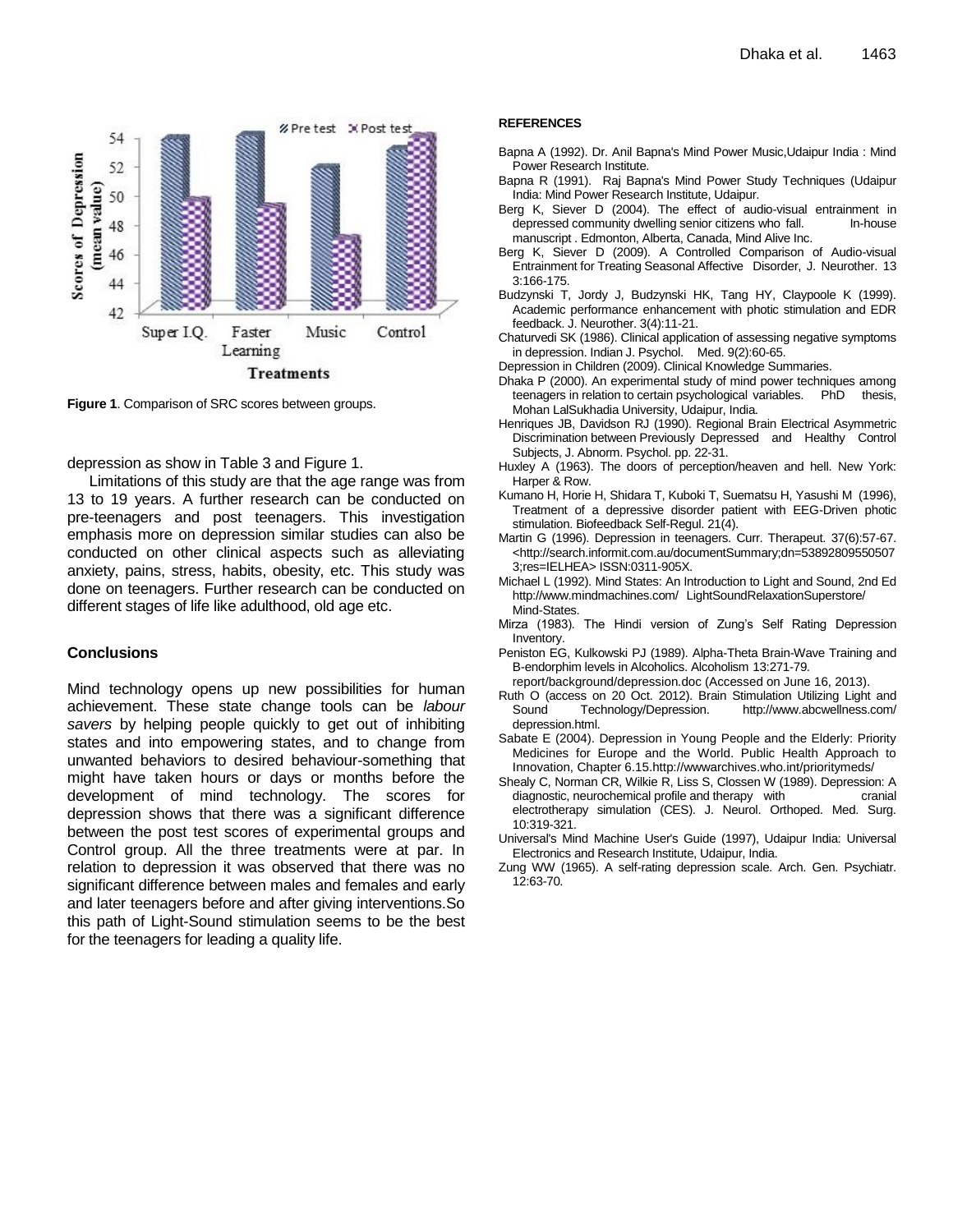Pre test Post test

54
52
50
48
46
44
42

Scores of Depression (mean value)

Super I.Q. Faster Learning Music Control

Treatments

**Figure 1**. Comparison of SRC scores between groups.

depression as show in Table 3 and Figure 1.

Limitations of this study are that the age range was from 13 to 19 years. A further research can be conducted on pre-teenagers and post teenagers. This investigation emphasis more on depression similar studies can also be conducted on other clinical aspects such as alleviating anxiety, pains, stress, habits, obesity, etc. This study was done on teenagers. Further research can be conducted on different stages of life like adulthood, old age etc.

## Conclusions

Mind technology opens up new possibilities for human achievement. These state change tools can be *labour savers* by helping people quickly to get out of inhibiting states and into empowering states, and to change from unwanted behaviors to desired behaviour-something that might have taken hours or days or months before the development of mind technology. The scores for depression shows that there was a significant difference between the post test scores of experimental groups and Control group. All the three treatments were at par. In relation to depression it was observed that there was no significant difference between males and females and early and later teenagers before and after giving interventions.So this path of Light-Sound stimulation seems to be the best for the teenagers for leading a quality life.

## REFERENCES

Bapna A (1992). Dr. Anil Bapna's Mind Power Music,Udaipur India : Mind Power Research Institute.

Bapna R (1991). Raj Bapna's Mind Power Study Techniques (Udaipur India: Mind Power Research Institute, Udaipur.

Berg K, Siever D (2004). The effect of audio-visual entrainment in depressed community dwelling senior citizens who fall. In-house manuscript . Edmonton, Alberta, Canada, Mind Alive Inc.

Berg K, Siever D (2009). A Controlled Comparison of Audio-visual Entrainment for Treating Seasonal Affective Disorder, J. Neurother. 13 3:166-175.

Budzynski T, Jordy J, Budzynski HK, Tang HY, Claypoole K (1999). Academic performance enhancement with photic stimulation and EDR feedback. J. Neurother. 3(4):11-21.

Chaturvedi SK (1986). Clinical application of assessing negative symptoms in depression. Indian J. Psychol. Med. 9(2):60-65.

Depression in Children (2009). Clinical Knowledge Summaries.

Dhaka P (2000). An experimental study of mind power techniques among teenagers in relation to certain psychological variables. PhD thesis, Mohan LalSukhadia University, Udaipur, India.

Henriques JB, Davidson RJ (1990). Regional Brain Electrical Asymmetric Discrimination between Previously Depressed and Healthy Control Subjects, J. Abnorm. Psychol. pp. 22-31.

Huxley A (1963). The doors of perception/heaven and hell. New York: Harper & Row.

Kumano H, Horie H, Shidara T, Kuboki T, Suematsu H, Yasushi M (1996), Treatment of a depressive disorder patient with EEG-Driven photic stimulation. Biofeedback Self-Regul. 21(4).

Martin G (1996). Depression in teenagers. Curr. Therapeut. 37(6):57-67. <http://search.informit.com.au/documentSummary;dn=538928095505073;res=IELHEA> ISSN:0311-905X.

Michael L (1992). Mind States: An Introduction to Light and Sound, 2nd Ed http://www.mindmachines.com/ LightSoundRelaxationSuperstore/ Mind-States.

Mirza (1983). The Hindi version of Zung's Self Rating Depression Inventory.

Peniston EG, Kulkowski PJ (1989). Alpha-Theta Brain-Wave Training and B-endorphim levels in Alcoholics. Alcoholism 13:271-79. report/background/depression.doc (Accessed on June 16, 2013).

Ruth O (access on 20 Oct. 2012). Brain Stimulation Utilizing Light and Sound Technology/Depression. http://www.abcwellness.com/ depression.html.

Sabate E (2004). Depression in Young People and the Elderly: Priority Medicines for Europe and the World. Public Health Approach to Innovation, Chapter 6.15.http://wwwarchives.who.int/prioritymeds/

Shealy C, Norman CR, Wilkie R, Liss S, Clossen W (1989). Depression: A diagnostic, neurochemical profile and therapy with cranial electrotherapy simulation (CES). J. Neurol. Orthoped. Med. Surg. 10:319-321.

Universal's Mind Machine User's Guide (1997), Udaipur India: Universal Electronics and Research Institute, Udaipur, India.

Zung WW (1965). A self-rating depression scale. Arch. Gen. Psychiatr. 12:63-70.